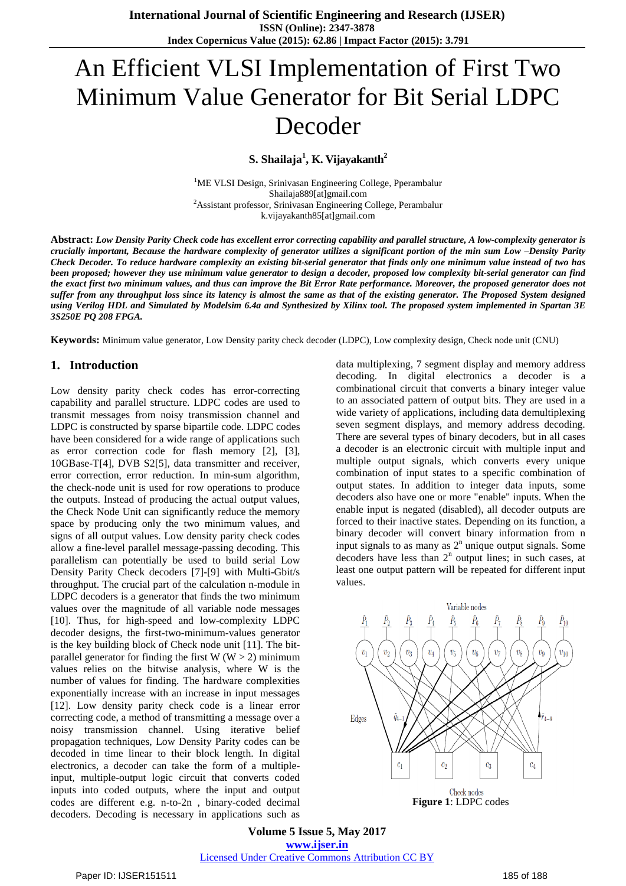# An Efficient VLSI Implementation of First Two Minimum Value Generator for Bit Serial LDPC Decoder

**S. Shailaja[1], K. Vijayakanth[2]**

[1]ME VLSI Design, Srinivasan Engineering College, Pperambalur
Shailaja889[at]gmail.com
[2]Assistant professor, Srinivasan Engineering College, Perambalur
k.vijayakanth85[at]gmail.com

**Abstract:** ***Low Density Parity Check code has excellent error correcting capability and parallel structure, A low-complexity generator is crucially important, Because the hardware complexity of generator utilizes a significant portion of the min sum Low –Density Parity Check Decoder. To reduce hardware complexity an existing bit-serial generator that finds only one minimum value instead of two has been proposed; however they use minimum value generator to design a decoder, proposed low complexity bit-serial generator can find the exact first two minimum values, and thus can improve the Bit Error Rate performance. Moreover, the proposed generator does not suffer from any throughput loss since its latency is almost the same as that of the existing generator. The Proposed System designed using Verilog HDL and Simulated by Modelsim 6.4a and Synthesized by Xilinx tool. The proposed system implemented in Spartan 3E 3S250E PQ 208 FPGA.***

**Keywords:** Minimum value generator, Low Density parity check decoder (LDPC), Low complexity design, Check node unit (CNU)

## 1. Introduction

Low density parity check codes has error-correcting capability and parallel structure. LDPC codes are used to transmit messages from noisy transmission channel and LDPC is constructed by sparse bipartile code. LDPC codes have been considered for a wide range of applications such as error correction code for flash memory [2], [3], 10GBase-T[4], DVB S2[5], data transmitter and receiver, error correction, error reduction. In min-sum algorithm, the check-node unit is used for row operations to produce the outputs. Instead of producing the actual output values, the Check Node Unit can significantly reduce the memory space by producing only the two minimum values, and signs of all output values. Low density parity check codes allow a fine-level parallel message-passing decoding. This parallelism can potentially be used to build serial Low Density Parity Check decoders [7]-[9] with Multi-Gbit/s throughput. The crucial part of the calculation n-module in LDPC decoders is a generator that finds the two minimum values over the magnitude of all variable node messages [10]. Thus, for high-speed and low-complexity LDPC decoder designs, the first-two-minimum-values generator is the key building block of Check node unit [11]. The bit-parallel generator for finding the first W (W > 2) minimum values relies on the bitwise analysis, where W is the number of values for finding. The hardware complexities exponentially increase with an increase in input messages [12]. Low density parity check code is a linear error correcting code, a method of transmitting a message over a noisy transmission channel. Using iterative belief propagation techniques, Low Density Parity codes can be decoded in time linear to their block length. In digital electronics, a decoder can take the form of a multiple-input, multiple-output logic circuit that converts coded inputs into coded outputs, where the input and output codes are different e.g. n-to-2n , binary-coded decimal decoders. Decoding is necessary in applications such as data multiplexing, 7 segment display and memory address decoding. In digital electronics a decoder is a combinational circuit that converts a binary integer value to an associated pattern of output bits. They are used in a wide variety of applications, including data demultiplexing seven segment displays, and memory address decoding. There are several types of binary decoders, but in all cases a decoder is an electronic circuit with multiple input and multiple output signals, which converts every unique combination of input states to a specific combination of output states. In addition to integer data inputs, some decoders also have one or more "enable" inputs. When the enable input is negated (disabled), all decoder outputs are forced to their inactive states. Depending on its function, a binary decoder will convert binary information from n input signals to as many as $2^n$ unique output signals. Some decoders have less than $2^n$ output lines; in such cases, at least one output pattern will be repeated for different input values.

**Figure 1**: LDPC codes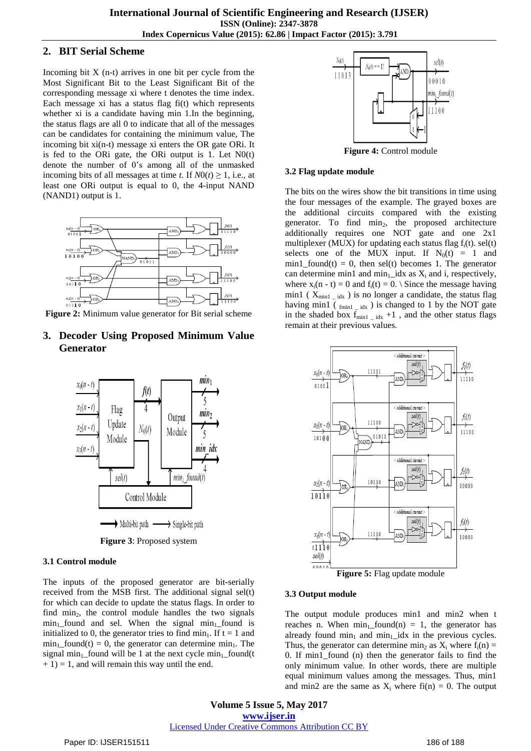## 2. BIT Serial Scheme

Incoming bit X (n-t) arrives in one bit per cycle from the Most Significant Bit to the Least Significant Bit of the corresponding message xi where t denotes the time index. Each message xi has a status flag fi(t) which represents whether xi is a candidate having min 1.In the beginning, the status flags are all 0 to indicate that all of the messages can be candidates for containing the minimum value, The incoming bit xi(n-t) message xi enters the OR gate ORi. It is fed to the ORi gate, the ORi output is 1. Let N0(t) denote the number of 0's among all of the unmasked incoming bits of all messages at time *t*. If $N0(t) \geq 1$, i.e., at least one ORi output is equal to 0, the 4-input NAND (NAND1) output is 1.

**Figure 2:** Minimum value generator for Bit serial scheme

## 3. Decoder Using Proposed Minimum Value Generator

**Figure 3**: Proposed system

### 3.1 Control module

The inputs of the proposed generator are bit-serially received from the MSB first. The additional signal sel(t) for which can decide to update the status flags. In order to find $min_2$, the control module handles the two signals $min_1$\_found and sel. When the signal $min_1$\_found is initialized to 0, the generator tries to find $min_1$. If t = 1 and $min_1$\_found(t) = 0, the generator can determine $min_1$. The signal $min_1$\_found will be 1 at the next cycle $min_1$\_found(t + 1) = 1, and will remain this way until the end.

**Figure 4:** Control module

### 3.2 Flag update module

The bits on the wires show the bit transitions in time using the four messages of the example. The grayed boxes are the additional circuits compared with the existing generator. To find $min_2$, the proposed architecture additionally requires one NOT gate and one 2x1 multiplexer (MUX) for updating each status flag $f_i(t)$. sel(t) selects one of the MUX input. If $N_0(t) = 1$ and min1\_found(t) = 0, then sel(t) becomes 1. The generator can determine min1 and $min_1$\_idx as $X_i$ and i, respectively, where $x_i(n - t) = 0$ and $f_i(t) = 0$. \ Since the message having min1 ( $X_{min1\_idx}$ ) is no longer a candidate, the status flag having min1 ( $_{fmin1\_idx}$ ) is changed to 1 by the NOT gate in the shaded box $f_{min1\_idx}$ +1 , and the other status flags remain at their previous values.

**Figure 5:** Flag update module

### 3.3 Output module

The output module produces min1 and min2 when t reaches n. When $min_1$\_found(n) = 1, the generator has already found $min_1$ and $min_1$\_idx in the previous cycles. Thus, the generator can determine $min_2$ as $X_i$ where $f_i(n) = 0$. If min1\_found (n) then the generator fails to find the only minimum value. In other words, there are multiple equal minimum values among the messages. Thus, min1 and min2 are the same as $X_i$ where $fi(n) = 0$. The output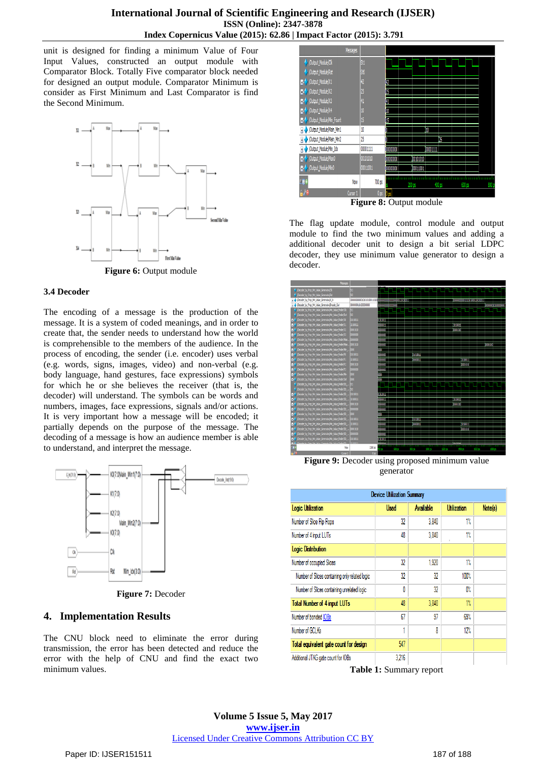unit is designed for finding a minimum Value of Four Input Values, constructed an output module with Comparator Block. Totally Five comparator block needed for designed an output module. Comparator Minimum is consider as First Minimum and Last Comparator is find the Second Minimum.

**Figure 6:** Output module

### 3.4 Decoder

The encoding of a message is the production of the message. It is a system of coded meanings, and in order to create that, the sender needs to understand how the world is comprehensible to the members of the audience. In the process of encoding, the sender (i.e. encoder) uses verbal (e.g. words, signs, images, video) and non-verbal (e.g. body language, hand gestures, face expressions) symbols for which he or she believes the receiver (that is, the decoder) will understand. The symbols can be words and numbers, images, face expressions, signals and/or actions. It is very important how a message will be encoded; it partially depends on the purpose of the message. The decoding of a message is how an audience member is able to understand, and interpret the message.

**Figure 7:** Decoder

## 4. Implementation Results

The CNU block need to eliminate the error during transmission, the error has been detected and reduce the error with the help of CNU and find the exact two minimum values.

**Figure 8:** Output module

The flag update module, control module and output module to find the two minimum values and adding a additional decoder unit to design a bit serial LDPC decoder, they use minimum value generator to design a decoder.

**Figure 9:** Decoder using proposed minimum value generator

| Device Utilization Summary | | | | |
|---|---|---|---|---|
| **Logic Utilization** | **Used** | **Available** | **Utilization** | **Note(s)** |
| Number of Slice Flip Flops | 32 | 3,840 | 1% | |
| Number of 4 input LUTs | 48 | 3,840 | 1% | |
| **Logic Distribution** | | | | |
| Number of occupied Slices | 32 | 1,920 | 1% | |
| Number of Slices containing only related logic | 32 | 32 | 100% | |
| Number of Slices containing unrelated logic | 0 | 32 | 0% | |
| **Total Number of 4 input LUTs** | 48 | 3,840 | 1% | |
| Number of bonded IOBs | 67 | 97 | 69% | |
| Number of GCLKs | 1 | 8 | 12% | |
| **Total equivalent gate count for design** | 547 | | | |
| Additional JTAG gate count for IOBs | 3,216 | | | |

**Table 1:** Summary report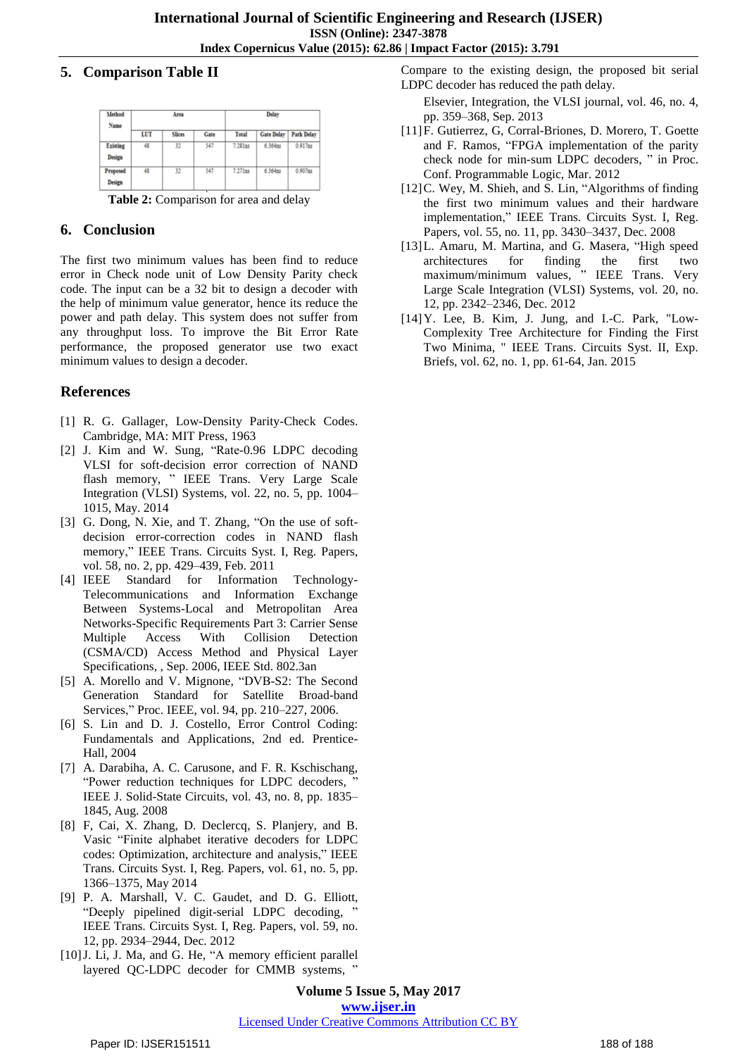## 5. Comparison Table II

| Method Name | Area | | | Delay | | |
|---|---|---|---|---|---|---|
| | LUT | Slices | Gate | Total | Gate Delay | Path Delay |
| Existing Design | 48 | 32 | 547 | 7.281ns | 6.364ns | 0.917ns |
| Proposed Design | 48 | 32 | 547 | 7.271ns | 6.364ns | 0.907ns |

**Table 2:** Comparison for area and delay

Compare to the existing design, the proposed bit serial LDPC decoder has reduced the path delay.

## 6. Conclusion

The first two minimum values has been find to reduce error in Check node unit of Low Density Parity check code. The input can be a 32 bit to design a decoder with the help of minimum value generator, hence its reduce the power and path delay. This system does not suffer from any throughput loss. To improve the Bit Error Rate performance, the proposed generator use two exact minimum values to design a decoder.

## References

[1] R. G. Gallager, Low-Density Parity-Check Codes. Cambridge, MA: MIT Press, 1963

[2] J. Kim and W. Sung, "Rate-0.96 LDPC decoding VLSI for soft-decision error correction of NAND flash memory, " IEEE Trans. Very Large Scale Integration (VLSI) Systems, vol. 22, no. 5, pp. 1004–1015, May. 2014

[3] G. Dong, N. Xie, and T. Zhang, "On the use of soft-decision error-correction codes in NAND flash memory," IEEE Trans. Circuits Syst. I, Reg. Papers, vol. 58, no. 2, pp. 429–439, Feb. 2011

[4] IEEE Standard for Information Technology-Telecommunications and Information Exchange Between Systems-Local and Metropolitan Area Networks-Specific Requirements Part 3: Carrier Sense Multiple Access With Collision Detection (CSMA/CD) Access Method and Physical Layer Specifications, , Sep. 2006, IEEE Std. 802.3an

[5] A. Morello and V. Mignone, "DVB-S2: The Second Generation Standard for Satellite Broad-band Services," Proc. IEEE, vol. 94, pp. 210–227, 2006.

[6] S. Lin and D. J. Costello, Error Control Coding: Fundamentals and Applications, 2nd ed. Prentice-Hall, 2004

[7] A. Darabiha, A. C. Carusone, and F. R. Kschischang, "Power reduction techniques for LDPC decoders, " IEEE J. Solid-State Circuits, vol. 43, no. 8, pp. 1835–1845, Aug. 2008

[8] F, Cai, X. Zhang, D. Declercq, S. Planjery, and B. Vasic "Finite alphabet iterative decoders for LDPC codes: Optimization, architecture and analysis," IEEE Trans. Circuits Syst. I, Reg. Papers, vol. 61, no. 5, pp. 1366–1375, May 2014

[9] P. A. Marshall, V. C. Gaudet, and D. G. Elliott, "Deeply pipelined digit-serial LDPC decoding, " IEEE Trans. Circuits Syst. I, Reg. Papers, vol. 59, no. 12, pp. 2934–2944, Dec. 2012

[10] J. Li, J. Ma, and G. He, "A memory efficient parallel layered QC-LDPC decoder for CMMB systems, " Elsevier, Integration, the VLSI journal, vol. 46, no. 4, pp. 359–368, Sep. 2013

[11] F. Gutierrez, G, Corral-Briones, D. Morero, T. Goette and F. Ramos, "FPGA implementation of the parity check node for min-sum LDPC decoders, " in Proc. Conf. Programmable Logic, Mar. 2012

[12] C. Wey, M. Shieh, and S. Lin, "Algorithms of finding the first two minimum values and their hardware implementation," IEEE Trans. Circuits Syst. I, Reg. Papers, vol. 55, no. 11, pp. 3430–3437, Dec. 2008

[13] L. Amaru, M. Martina, and G. Masera, "High speed architectures for finding the first two maximum/minimum values, " IEEE Trans. Very Large Scale Integration (VLSI) Systems, vol. 20, no. 12, pp. 2342–2346, Dec. 2012

[14] Y. Lee, B. Kim, J. Jung, and I.-C. Park, "Low-Complexity Tree Architecture for Finding the First Two Minima, " IEEE Trans. Circuits Syst. II, Exp. Briefs, vol. 62, no. 1, pp. 61-64, Jan. 2015